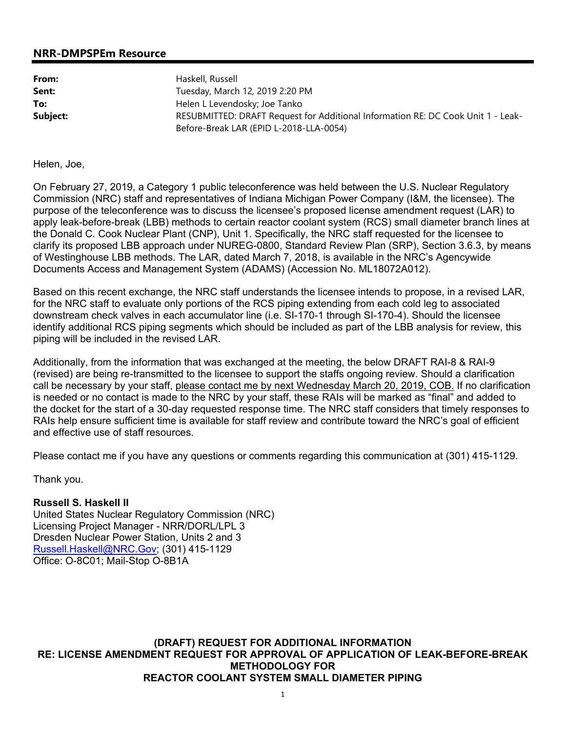## NRR-DMPSPEm Resource

| | |
|---|---|
| **From:** | Haskell, Russell |
| **Sent:** | Tuesday, March 12, 2019 2:20 PM |
| **To:** | Helen L Levendosky; Joe Tanko |
| **Subject:** | RESUBMITTED: DRAFT Request for Additional Information RE: DC Cook Unit 1 - Leak-Before-Break LAR (EPID L-2018-LLA-0054) |

Helen, Joe,

On February 27, 2019, a Category 1 public teleconference was held between the U.S. Nuclear Regulatory Commission (NRC) staff and representatives of Indiana Michigan Power Company (I&M, the licensee). The purpose of the teleconference was to discuss the licensee's proposed license amendment request (LAR) to apply leak-before-break (LBB) methods to certain reactor coolant system (RCS) small diameter branch lines at the Donald C. Cook Nuclear Plant (CNP), Unit 1. Specifically, the NRC staff requested for the licensee to clarify its proposed LBB approach under NUREG-0800, Standard Review Plan (SRP), Section 3.6.3, by means of Westinghouse LBB methods. The LAR, dated March 7, 2018, is available in the NRC's Agencywide Documents Access and Management System (ADAMS) (Accession No. ML18072A012).

Based on this recent exchange, the NRC staff understands the licensee intends to propose, in a revised LAR, for the NRC staff to evaluate only portions of the RCS piping extending from each cold leg to associated downstream check valves in each accumulator line (i.e. SI-170-1 through SI-170-4). Should the licensee identify additional RCS piping segments which should be included as part of the LBB analysis for review, this piping will be included in the revised LAR.

Additionally, from the information that was exchanged at the meeting, the below DRAFT RAI-8 & RAI-9 (revised) are being re-transmitted to the licensee to support the staffs ongoing review. Should a clarification call be necessary by your staff, please contact me by next Wednesday March 20, 2019, COB. If no clarification is needed or no contact is made to the NRC by your staff, these RAIs will be marked as "final" and added to the docket for the start of a 30-day requested response time. The NRC staff considers that timely responses to RAIs help ensure sufficient time is available for staff review and contribute toward the NRC's goal of efficient and effective use of staff resources.

Please contact me if you have any questions or comments regarding this communication at (301) 415-1129.

Thank you.

**Russell S. Haskell II**
United States Nuclear Regulatory Commission (NRC)
Licensing Project Manager - NRR/DORL/LPL 3
Dresden Nuclear Power Station, Units 2 and 3
Russell.Haskell@NRC.Gov; (301) 415-1129
Office: O-8C01; Mail-Stop O-8B1A

**(DRAFT) REQUEST FOR ADDITIONAL INFORMATION**
**RE: LICENSE AMENDMENT REQUEST FOR APPROVAL OF APPLICATION OF LEAK-BEFORE-BREAK METHODOLOGY FOR**
**REACTOR COOLANT SYSTEM SMALL DIAMETER PIPING**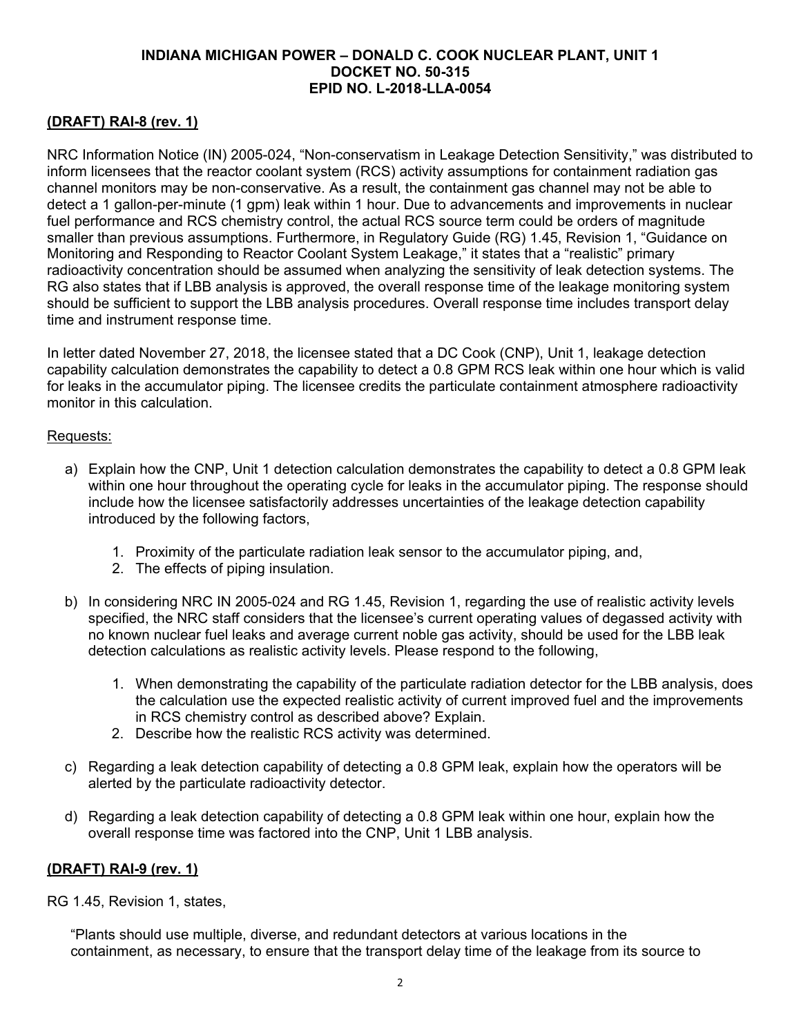**INDIANA MICHIGAN POWER – DONALD C. COOK NUCLEAR PLANT, UNIT 1**
**DOCKET NO. 50-315**
**EPID NO. L-2018-LLA-0054**

## (DRAFT) RAI-8 (rev. 1)

NRC Information Notice (IN) 2005-024, "Non-conservatism in Leakage Detection Sensitivity," was distributed to inform licensees that the reactor coolant system (RCS) activity assumptions for containment radiation gas channel monitors may be non-conservative. As a result, the containment gas channel may not be able to detect a 1 gallon-per-minute (1 gpm) leak within 1 hour. Due to advancements and improvements in nuclear fuel performance and RCS chemistry control, the actual RCS source term could be orders of magnitude smaller than previous assumptions. Furthermore, in Regulatory Guide (RG) 1.45, Revision 1, "Guidance on Monitoring and Responding to Reactor Coolant System Leakage," it states that a "realistic" primary radioactivity concentration should be assumed when analyzing the sensitivity of leak detection systems. The RG also states that if LBB analysis is approved, the overall response time of the leakage monitoring system should be sufficient to support the LBB analysis procedures. Overall response time includes transport delay time and instrument response time.

In letter dated November 27, 2018, the licensee stated that a DC Cook (CNP), Unit 1, leakage detection capability calculation demonstrates the capability to detect a 0.8 GPM RCS leak within one hour which is valid for leaks in the accumulator piping. The licensee credits the particulate containment atmosphere radioactivity monitor in this calculation.

Requests:

a) Explain how the CNP, Unit 1 detection calculation demonstrates the capability to detect a 0.8 GPM leak within one hour throughout the operating cycle for leaks in the accumulator piping. The response should include how the licensee satisfactorily addresses uncertainties of the leakage detection capability introduced by the following factors,

    1. Proximity of the particulate radiation leak sensor to the accumulator piping, and,
    2. The effects of piping insulation.

b) In considering NRC IN 2005-024 and RG 1.45, Revision 1, regarding the use of realistic activity levels specified, the NRC staff considers that the licensee's current operating values of degassed activity with no known nuclear fuel leaks and average current noble gas activity, should be used for the LBB leak detection calculations as realistic activity levels. Please respond to the following,

    1. When demonstrating the capability of the particulate radiation detector for the LBB analysis, does the calculation use the expected realistic activity of current improved fuel and the improvements in RCS chemistry control as described above? Explain.
    2. Describe how the realistic RCS activity was determined.

c) Regarding a leak detection capability of detecting a 0.8 GPM leak, explain how the operators will be alerted by the particulate radioactivity detector.

d) Regarding a leak detection capability of detecting a 0.8 GPM leak within one hour, explain how the overall response time was factored into the CNP, Unit 1 LBB analysis.

## (DRAFT) RAI-9 (rev. 1)

RG 1.45, Revision 1, states,

> "Plants should use multiple, diverse, and redundant detectors at various locations in the containment, as necessary, to ensure that the transport delay time of the leakage from its source to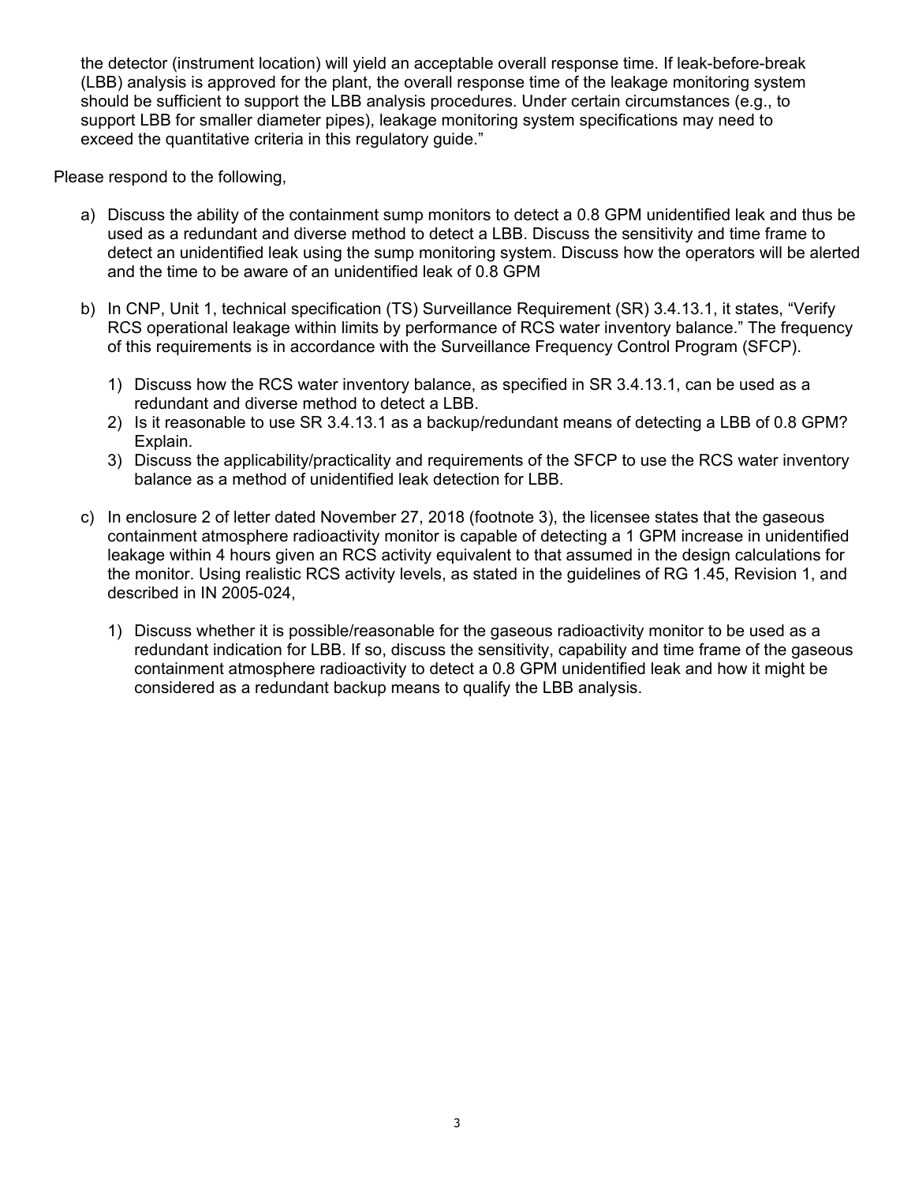the detector (instrument location) will yield an acceptable overall response time. If leak-before-break (LBB) analysis is approved for the plant, the overall response time of the leakage monitoring system should be sufficient to support the LBB analysis procedures. Under certain circumstances (e.g., to support LBB for smaller diameter pipes), leakage monitoring system specifications may need to exceed the quantitative criteria in this regulatory guide."

Please respond to the following,

a) Discuss the ability of the containment sump monitors to detect a 0.8 GPM unidentified leak and thus be used as a redundant and diverse method to detect a LBB. Discuss the sensitivity and time frame to detect an unidentified leak using the sump monitoring system. Discuss how the operators will be alerted and the time to be aware of an unidentified leak of 0.8 GPM

b) In CNP, Unit 1, technical specification (TS) Surveillance Requirement (SR) 3.4.13.1, it states, "Verify RCS operational leakage within limits by performance of RCS water inventory balance." The frequency of this requirements is in accordance with the Surveillance Frequency Control Program (SFCP).

   1) Discuss how the RCS water inventory balance, as specified in SR 3.4.13.1, can be used as a redundant and diverse method to detect a LBB.
   2) Is it reasonable to use SR 3.4.13.1 as a backup/redundant means of detecting a LBB of 0.8 GPM? Explain.
   3) Discuss the applicability/practicality and requirements of the SFCP to use the RCS water inventory balance as a method of unidentified leak detection for LBB.

c) In enclosure 2 of letter dated November 27, 2018 (footnote 3), the licensee states that the gaseous containment atmosphere radioactivity monitor is capable of detecting a 1 GPM increase in unidentified leakage within 4 hours given an RCS activity equivalent to that assumed in the design calculations for the monitor. Using realistic RCS activity levels, as stated in the guidelines of RG 1.45, Revision 1, and described in IN 2005-024,

   1) Discuss whether it is possible/reasonable for the gaseous radioactivity monitor to be used as a redundant indication for LBB. If so, discuss the sensitivity, capability and time frame of the gaseous containment atmosphere radioactivity to detect a 0.8 GPM unidentified leak and how it might be considered as a redundant backup means to qualify the LBB analysis.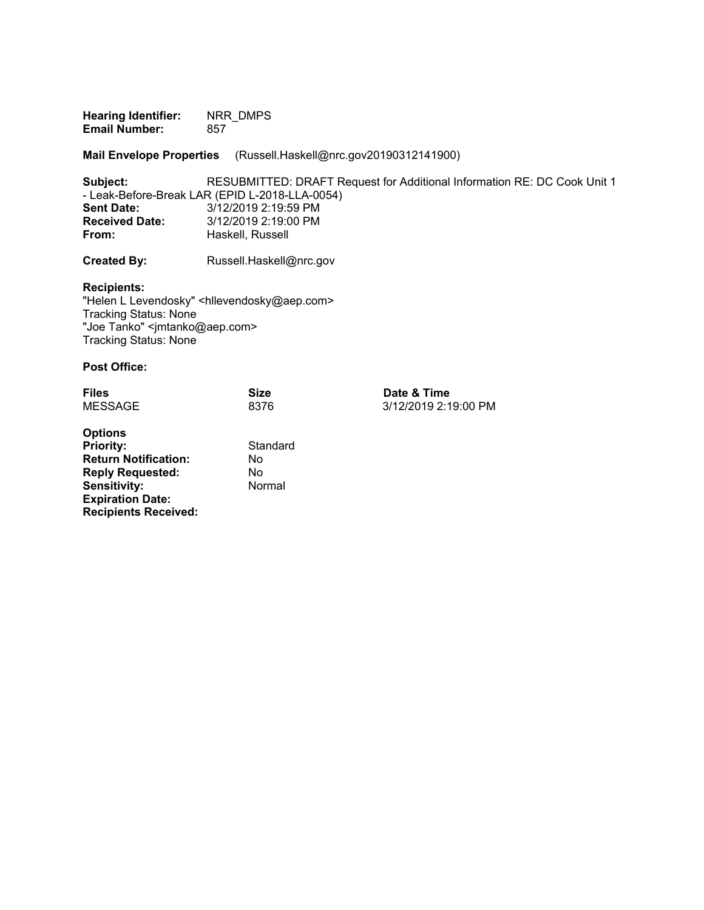**Hearing Identifier:** NRR_DMPS
**Email Number:** 857

**Mail Envelope Properties** (Russell.Haskell@nrc.gov20190312141900)

**Subject:** RESUBMITTED: DRAFT Request for Additional Information RE: DC Cook Unit 1 - Leak-Before-Break LAR (EPID L-2018-LLA-0054)
**Sent Date:** 3/12/2019 2:19:59 PM
**Received Date:** 3/12/2019 2:19:00 PM
**From:** Haskell, Russell

**Created By:** Russell.Haskell@nrc.gov

**Recipients:**
"Helen L Levendosky" <hllevendosky@aep.com>
Tracking Status: None
"Joe Tanko" <jmtanko@aep.com>
Tracking Status: None

**Post Office:**

| Files | Size | Date & Time |
|---|---|---|
| MESSAGE | 8376 | 3/12/2019 2:19:00 PM |

**Options**
**Priority:** Standard
**Return Notification:** No
**Reply Requested:** No
**Sensitivity:** Normal
**Expiration Date:**
**Recipients Received:**